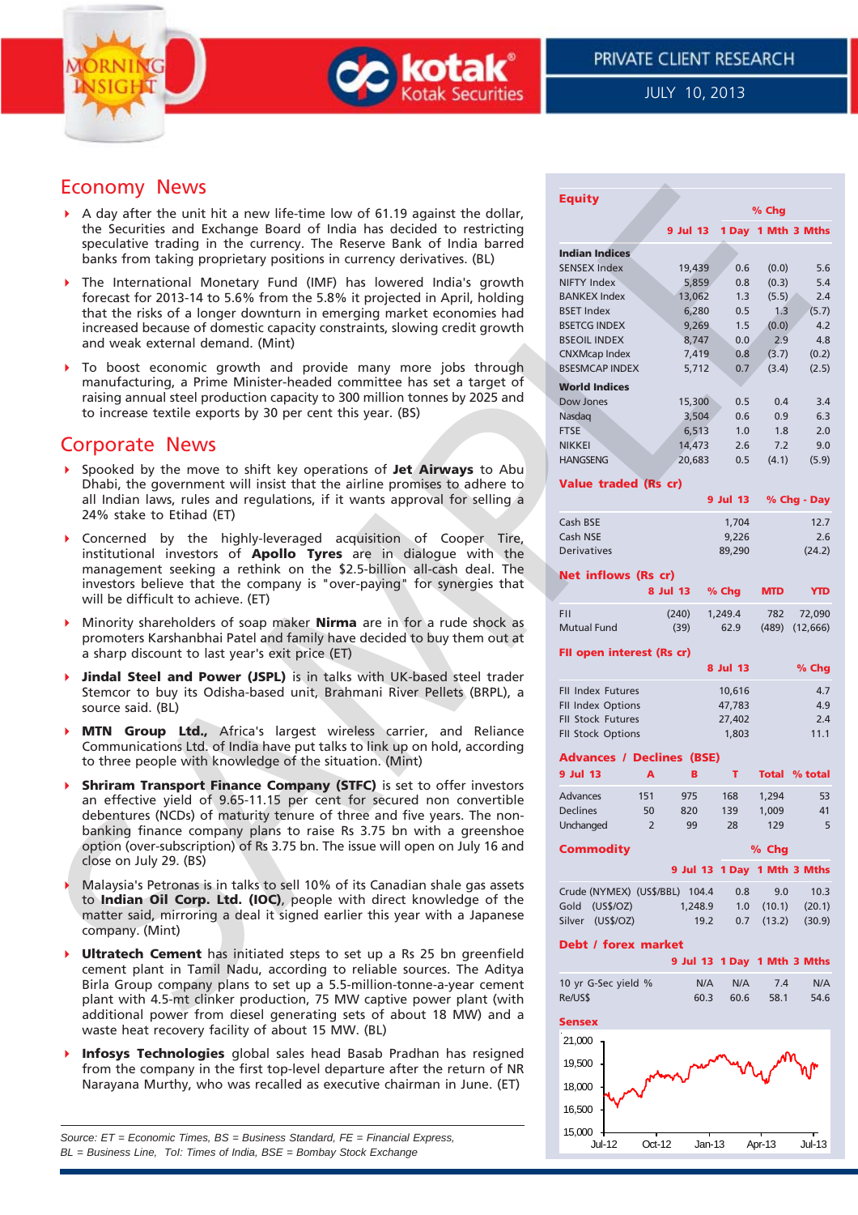MORNING INSIGHT

kotak Kotak Securities

PRIVATE CLIENT RESEARCH

JULY 10, 2013

## Economy News

- A day after the unit hit a new life-time low of 61.19 against the dollar, the Securities and Exchange Board of India has decided to restricting speculative trading in the currency. The Reserve Bank of India barred banks from taking proprietary positions in currency derivatives. (BL)
- The International Monetary Fund (IMF) has lowered India's growth forecast for 2013-14 to 5.6% from the 5.8% it projected in April, holding that the risks of a longer downturn in emerging market economies had increased because of domestic capacity constraints, slowing credit growth and weak external demand. (Mint)
- To boost economic growth and provide many more jobs through manufacturing, a Prime Minister-headed committee has set a target of raising annual steel production capacity to 300 million tonnes by 2025 and to increase textile exports by 30 per cent this year. (BS)

## Corporate News

- Spooked by the move to shift key operations of **Jet Airways** to Abu Dhabi, the government will insist that the airline promises to adhere to all Indian laws, rules and regulations, if it wants approval for selling a 24% stake to Etihad (ET)
- Concerned by the highly-leveraged acquisition of Cooper Tire, institutional investors of **Apollo Tyres** are in dialogue with the management seeking a rethink on the $2.5-billion all-cash deal. The investors believe that the company is "over-paying" for synergies that will be difficult to achieve. (ET)
- Minority shareholders of soap maker **Nirma** are in for a rude shock as promoters Karshanbhai Patel and family have decided to buy them out at a sharp discount to last year's exit price (ET)
- **Jindal Steel and Power (JSPL)** is in talks with UK-based steel trader Stemcor to buy its Odisha-based unit, Brahmani River Pellets (BRPL), a source said. (BL)
- **MTN Group Ltd.,** Africa's largest wireless carrier, and Reliance Communications Ltd. of India have put talks to link up on hold, according to three people with knowledge of the situation. (Mint)
- **Shriram Transport Finance Company (STFC)** is set to offer investors an effective yield of 9.65-11.15 per cent for secured non convertible debentures (NCDs) of maturity tenure of three and five years. The non-banking finance company plans to raise Rs 3.75 bn with a greenshoe option (over-subscription) of Rs 3.75 bn. The issue will open on July 16 and close on July 29. (BS)
- Malaysia's Petronas is in talks to sell 10% of its Canadian shale gas assets to **Indian Oil Corp. Ltd. (IOC)**, people with direct knowledge of the matter said, mirroring a deal it signed earlier this year with a Japanese company. (Mint)
- **Ultratech Cement** has initiated steps to set up a Rs 25 bn greenfield cement plant in Tamil Nadu, according to reliable sources. The Aditya Birla Group company plans to set up a 5.5-million-tonne-a-year cement plant with 4.5-mt clinker production, 75 MW captive power plant (with additional power from diesel generating sets of about 18 MW) and a waste heat recovery facility of about 15 MW. (BL)
- **Infosys Technologies** global sales head Basab Pradhan has resigned from the company in the first top-level departure after the return of NR Narayana Murthy, who was recalled as executive chairman in June. (ET)

*Source: ET = Economic Times, BS = Business Standard, FE = Financial Express, BL = Business Line, ToI: Times of India, BSE = Bombay Stock Exchange*

### Equity

| | | % Chg | | |
|---|---|---|---|---|
| | 9 Jul 13 | 1 Day | 1 Mth | 3 Mths |
| **Indian Indices** | | | | |
| SENSEX Index | 19,439 | 0.6 | (0.0) | 5.6 |
| NIFTY Index | 5,859 | 0.8 | (0.3) | 5.4 |
| BANKEX Index | 13,062 | 1.3 | (5.5) | 2.4 |
| BSET Index | 6,280 | 0.5 | 1.3 | (5.7) |
| BSETCG INDEX | 9,269 | 1.5 | (0.0) | 4.2 |
| BSEOIL INDEX | 8,747 | 0.0 | 2.9 | 4.8 |
| CNXMcap Index | 7,419 | 0.8 | (3.7) | (0.2) |
| BSESMCAP INDEX | 5,712 | 0.7 | (3.4) | (2.5) |
| **World Indices** | | | | |
| Dow Jones | 15,300 | 0.5 | 0.4 | 3.4 |
| Nasdaq | 3,504 | 0.6 | 0.9 | 6.3 |
| FTSE | 6,513 | 1.0 | 1.8 | 2.0 |
| NIKKEI | 14,473 | 2.6 | 7.2 | 9.0 |
| HANGSENG | 20,683 | 0.5 | (4.1) | (5.9) |

### Value traded (Rs cr)

| | 9 Jul 13 | % Chg - Day |
|---|---|---|
| Cash BSE | 1,704 | 12.7 |
| Cash NSE | 9,226 | 2.6 |
| Derivatives | 89,290 | (24.2) |

### Net inflows (Rs cr)

| | 8 Jul 13 | % Chg | MTD | YTD |
|---|---|---|---|---|
| FII | (240) | 1,249.4 | 782 | 72,090 |
| Mutual Fund | (39) | 62.9 | (489) | (12,666) |

### FII open interest (Rs cr)

| | 8 Jul 13 | % Chg |
|---|---|---|
| FII Index Futures | 10,616 | 4.7 |
| FII Index Options | 47,783 | 4.9 |
| FII Stock Futures | 27,402 | 2.4 |
| FII Stock Options | 1,803 | 11.1 |

### Advances / Declines (BSE)

| 9 Jul 13 | A | B | T | Total | % total |
|---|---|---|---|---|---|
| Advances | 151 | 975 | 168 | 1,294 | 53 |
| Declines | 50 | 820 | 139 | 1,009 | 41 |
| Unchanged | 2 | 99 | 28 | 129 | 5 |

### Commodity

| | | % Chg | | |
|---|---|---|---|---|
| | 9 Jul 13 | 1 Day | 1 Mth | 3 Mths |
| Crude (NYMEX) (US$/BBL) | 104.4 | 0.8 | 9.0 | 10.3 |
| Gold (US$/OZ) | 1,248.9 | 1.0 | (10.1) | (20.1) |
| Silver (US$/OZ) | 19.2 | 0.7 | (13.2) | (30.9) |

### Debt / forex market

| | 9 Jul 13 | 1 Day | 1 Mth | 3 Mths |
|---|---|---|---|---|
| 10 yr G-Sec yield % | N/A | N/A | N/A | N/A |
| Re/US$ | 60.3 | 60.6 | 58.1 | 54.6 |

### Sensex

(Chart: Sensex, Jul-12 to Jul-13, range 15,000 – 21,000)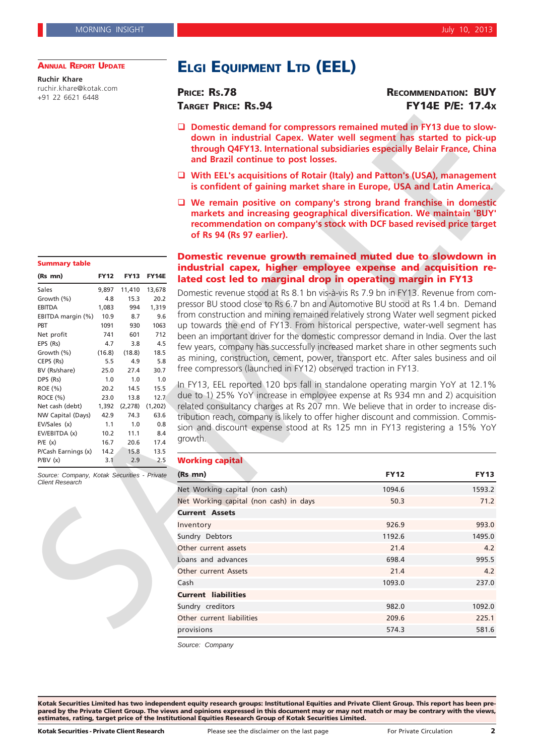**Annual Report Update**

**Ruchir Khare**
ruchir.khare@kotak.com
+91 22 6621 6448

# Elgi Equipment Ltd (EEL)

**Price: Rs.78** | **Recommendation: BUY**

**Target Price: Rs.94** | **FY14E P/E: 17.4x**

- **Domestic demand for compressors remained muted in FY13 due to slow-down in industrial Capex. Water well segment has started to pick-up through Q4FY13. International subsidiaries especially Belair France, China and Brazil continue to post losses.**
- **With EEL's acquisitions of Rotair (Italy) and Patton's (USA), management is confident of gaining market share in Europe, USA and Latin America.**
- **We remain positive on company's strong brand franchise in domestic markets and increasing geographical diversification. We maintain 'BUY' recommendation on company's stock with DCF based revised price target of Rs 94 (Rs 97 earlier).**

**Summary table**

| (Rs mn) | FY12 | FY13 | FY14E |
|---|---|---|---|
| Sales | 9,897 | 11,410 | 13,678 |
| Growth (%) | 4.8 | 15.3 | 20.2 |
| EBITDA | 1,083 | 994 | 1,319 |
| EBITDA margin (%) | 10.9 | 8.7 | 9.6 |
| PBT | 1091 | 930 | 1063 |
| Net profit | 741 | 601 | 712 |
| EPS (Rs) | 4.7 | 3.8 | 4.5 |
| Growth (%) | (16.8) | (18.8) | 18.5 |
| CEPS (Rs) | 5.5 | 4.9 | 5.8 |
| BV (Rs/share) | 25.0 | 27.4 | 30.7 |
| DPS (Rs) | 1.0 | 1.0 | 1.0 |
| ROE (%) | 20.2 | 14.5 | 15.5 |
| ROCE (%) | 23.0 | 13.8 | 12.7 |
| Net cash (debt) | 1,392 | (2,278) | (1,202) |
| NW Capital (Days) | 42.9 | 74.3 | 63.6 |
| EV/Sales (x) | 1.1 | 1.0 | 0.8 |
| EV/EBITDA (x) | 10.2 | 11.1 | 8.4 |
| P/E (x) | 16.7 | 20.6 | 17.4 |
| P/Cash Earnings (x) | 14.2 | 15.8 | 13.5 |
| P/BV (x) | 3.1 | 2.9 | 2.5 |

*Source: Company, Kotak Securities - Private Client Research*

## Domestic revenue growth remained muted due to slowdown in industrial capex, higher employee expense and acquisition related cost led to marginal drop in operating margin in FY13

Domestic revenue stood at Rs 8.1 bn vis-à-vis Rs 7.9 bn in FY13. Revenue from compressor BU stood close to Rs 6.7 bn and Automotive BU stood at Rs 1.4 bn. Demand from construction and mining remained relatively strong Water well segment picked up towards the end of FY13. From historical perspective, water-well segment has been an important driver for the domestic compressor demand in India. Over the last few years, company has successfully increased market share in other segments such as mining, construction, cement, power, transport etc. After sales business and oil free compressors (launched in FY12) observed traction in FY13.

In FY13, EEL reported 120 bps fall in standalone operating margin YoY at 12.1% due to 1) 25% YoY increase in employee expense at Rs 934 mn and 2) acquisition related consultancy charges at Rs 207 mn. We believe that in order to increase distribution reach, company is likely to offer higher discount and commission. Commission and discount expense stood at Rs 125 mn in FY13 registering a 15% YoY growth.

**Working capital**

| (Rs mn) | FY12 | FY13 |
|---|---|---|
| Net Working capital (non cash) | 1094.6 | 1593.2 |
| Net Working capital (non cash) in days | 50.3 | 71.2 |
| **Current Assets** | | |
| Inventory | 926.9 | 993.0 |
| Sundry Debtors | 1192.6 | 1495.0 |
| Other current assets | 21.4 | 4.2 |
| Loans and advances | 698.4 | 995.5 |
| Other current Assets | 21.4 | 4.2 |
| Cash | 1093.0 | 237.0 |
| **Current liabilities** | | |
| Sundry creditors | 982.0 | 1092.0 |
| Other current liabilities | 209.6 | 225.1 |
| provisions | 574.3 | 581.6 |

*Source: Company*

**Kotak Securities Limited has two independent equity research groups: Institutional Equities and Private Client Group. This report has been prepared by the Private Client Group. The views and opinions expressed in this document may or may not match or may be contrary with the views, estimates, rating, target price of the Institutional Equities Research Group of Kotak Securities Limited.**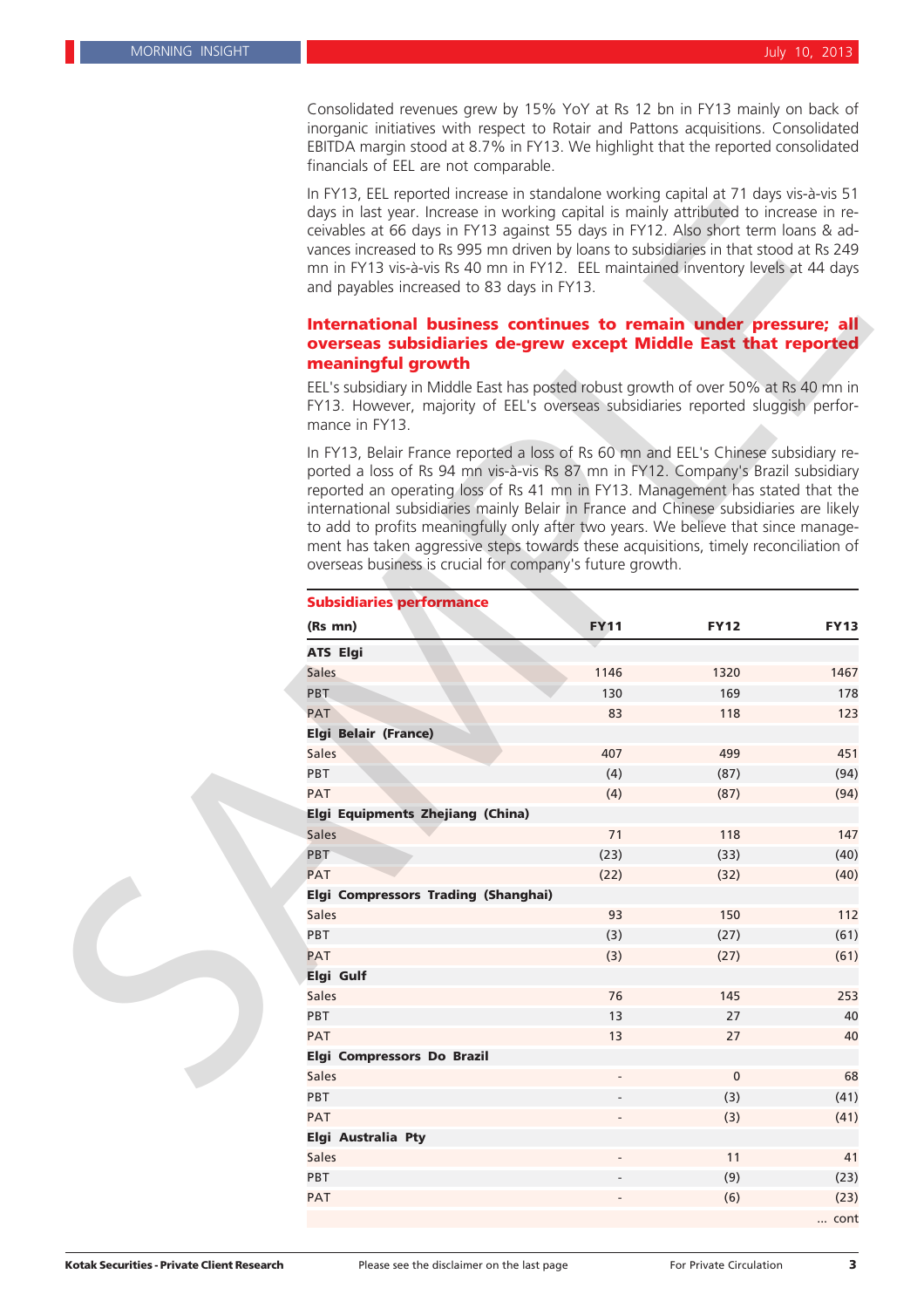Consolidated revenues grew by 15% YoY at Rs 12 bn in FY13 mainly on back of inorganic initiatives with respect to Rotair and Pattons acquisitions. Consolidated EBITDA margin stood at 8.7% in FY13. We highlight that the reported consolidated financials of EEL are not comparable.

In FY13, EEL reported increase in standalone working capital at 71 days vis-à-vis 51 days in last year. Increase in working capital is mainly attributed to increase in receivables at 66 days in FY13 against 55 days in FY12. Also short term loans & advances increased to Rs 995 mn driven by loans to subsidiaries in that stood at Rs 249 mn in FY13 vis-à-vis Rs 40 mn in FY12. EEL maintained inventory levels at 44 days and payables increased to 83 days in FY13.

## International business continues to remain under pressure; all overseas subsidiaries de-grew except Middle East that reported meaningful growth

EEL's subsidiary in Middle East has posted robust growth of over 50% at Rs 40 mn in FY13. However, majority of EEL's overseas subsidiaries reported sluggish performance in FY13.

In FY13, Belair France reported a loss of Rs 60 mn and EEL's Chinese subsidiary reported a loss of Rs 94 mn vis-à-vis Rs 87 mn in FY12. Company's Brazil subsidiary reported an operating loss of Rs 41 mn in FY13. Management has stated that the international subsidiaries mainly Belair in France and Chinese subsidiaries are likely to add to profits meaningfully only after two years. We believe that since management has taken aggressive steps towards these acquisitions, timely reconciliation of overseas business is crucial for company's future growth.

**Subsidiaries performance**

| (Rs mn) | FY11 | FY12 | FY13 |
|---|---|---|---|
| **ATS Elgi** | | | |
| Sales | 1146 | 1320 | 1467 |
| PBT | 130 | 169 | 178 |
| PAT | 83 | 118 | 123 |
| **Elgi Belair (France)** | | | |
| Sales | 407 | 499 | 451 |
| PBT | (4) | (87) | (94) |
| PAT | (4) | (87) | (94) |
| **Elgi Equipments Zhejiang (China)** | | | |
| Sales | 71 | 118 | 147 |
| PBT | (23) | (33) | (40) |
| PAT | (22) | (32) | (40) |
| **Elgi Compressors Trading (Shanghai)** | | | |
| Sales | 93 | 150 | 112 |
| PBT | (3) | (27) | (61) |
| PAT | (3) | (27) | (61) |
| **Elgi Gulf** | | | |
| Sales | 76 | 145 | 253 |
| PBT | 13 | 27 | 40 |
| PAT | 13 | 27 | 40 |
| **Elgi Compressors Do Brazil** | | | |
| Sales | - | 0 | 68 |
| PBT | - | (3) | (41) |
| PAT | - | (3) | (41) |
| **Elgi Australia Pty** | | | |
| Sales | - | 11 | 41 |
| PBT | - | (9) | (23) |
| PAT | - | (6) | (23) |

... cont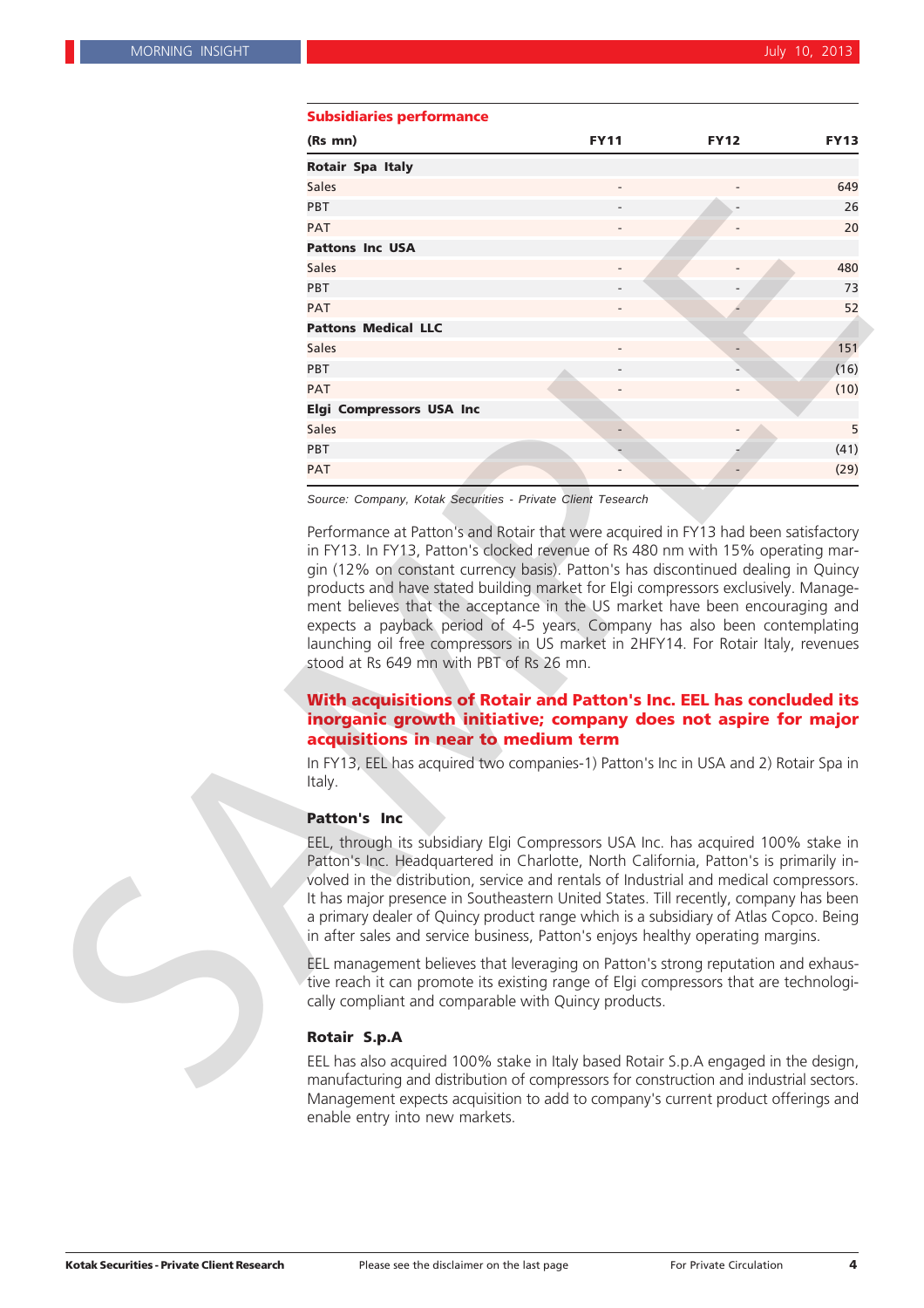**Subsidiaries performance**

| (Rs mn) | FY11 | FY12 | FY13 |
|---|---|---|---|
| **Rotair Spa Italy** | | | |
| Sales | - | - | 649 |
| PBT | - | - | 26 |
| PAT | - | - | 20 |
| **Pattons Inc USA** | | | |
| Sales | - | - | 480 |
| PBT | - | - | 73 |
| PAT | - | - | 52 |
| **Pattons Medical LLC** | | | |
| Sales | - | - | 151 |
| PBT | - | - | (16) |
| PAT | - | - | (10) |
| **Elgi Compressors USA Inc** | | | |
| Sales | - | - | 5 |
| PBT | - | - | (41) |
| PAT | - | - | (29) |

*Source: Company, Kotak Securities - Private Client Tesearch*

Performance at Patton's and Rotair that were acquired in FY13 had been satisfactory in FY13. In FY13, Patton's clocked revenue of Rs 480 nm with 15% operating margin (12% on constant currency basis). Patton's has discontinued dealing in Quincy products and have stated building market for Elgi compressors exclusively. Management believes that the acceptance in the US market have been encouraging and expects a payback period of 4-5 years. Company has also been contemplating launching oil free compressors in US market in 2HFY14. For Rotair Italy, revenues stood at Rs 649 mn with PBT of Rs 26 mn.

## With acquisitions of Rotair and Patton's Inc. EEL has concluded its inorganic growth initiative; company does not aspire for major acquisitions in near to medium term

In FY13, EEL has acquired two companies-1) Patton's Inc in USA and 2) Rotair Spa in Italy.

### Patton's Inc

EEL, through its subsidiary Elgi Compressors USA Inc. has acquired 100% stake in Patton's Inc. Headquartered in Charlotte, North California, Patton's is primarily involved in the distribution, service and rentals of Industrial and medical compressors. It has major presence in Southeastern United States. Till recently, company has been a primary dealer of Quincy product range which is a subsidiary of Atlas Copco. Being in after sales and service business, Patton's enjoys healthy operating margins.

EEL management believes that leveraging on Patton's strong reputation and exhaustive reach it can promote its existing range of Elgi compressors that are technologically compliant and comparable with Quincy products.

### Rotair S.p.A

EEL has also acquired 100% stake in Italy based Rotair S.p.A engaged in the design, manufacturing and distribution of compressors for construction and industrial sectors. Management expects acquisition to add to company's current product offerings and enable entry into new markets.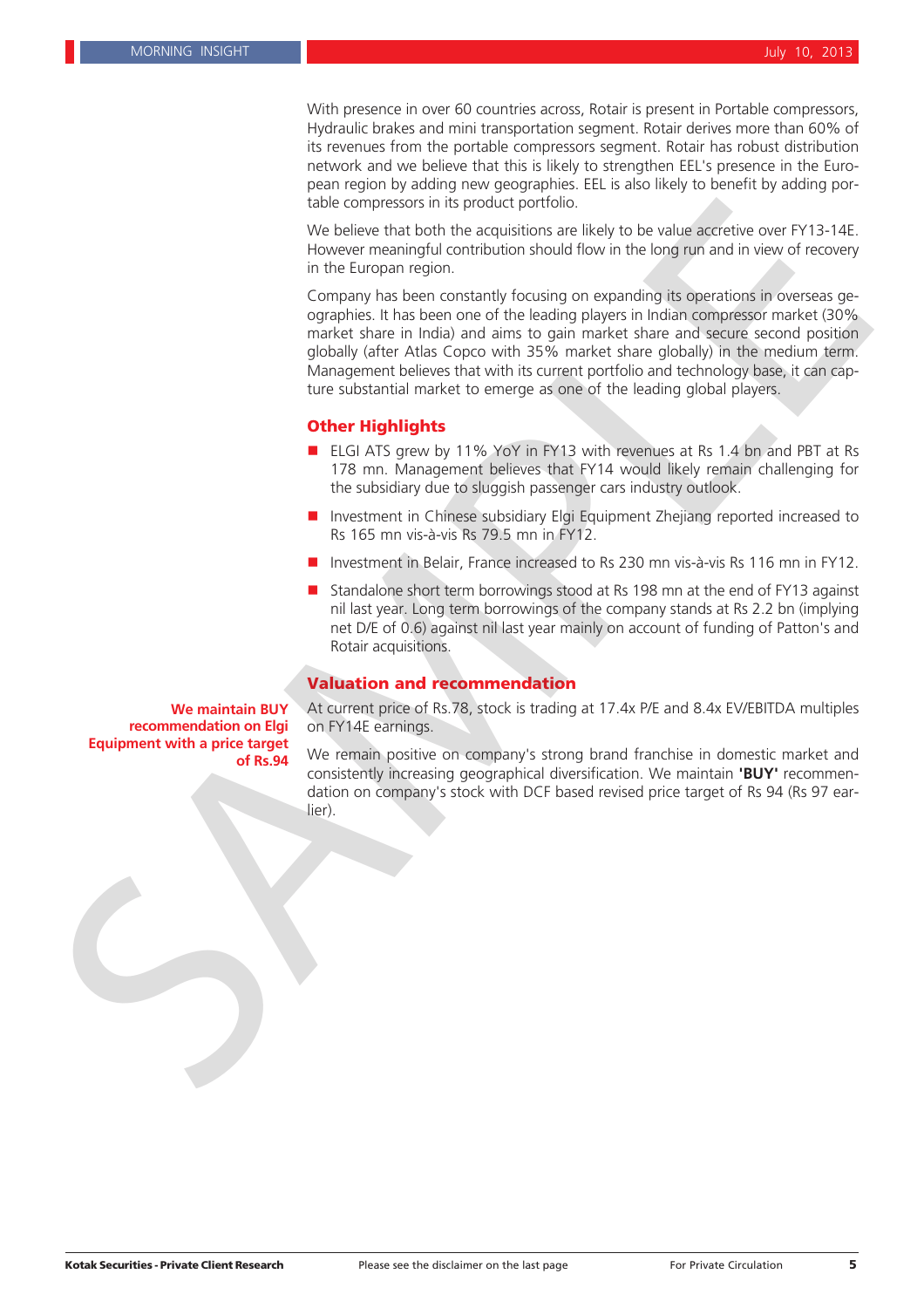With presence in over 60 countries across, Rotair is present in Portable compressors, Hydraulic brakes and mini transportation segment. Rotair derives more than 60% of its revenues from the portable compressors segment. Rotair has robust distribution network and we believe that this is likely to strengthen EEL's presence in the European region by adding new geographies. EEL is also likely to benefit by adding portable compressors in its product portfolio.

We believe that both the acquisitions are likely to be value accretive over FY13-14E. However meaningful contribution should flow in the long run and in view of recovery in the Europan region.

Company has been constantly focusing on expanding its operations in overseas geographies. It has been one of the leading players in Indian compressor market (30% market share in India) and aims to gain market share and secure second position globally (after Atlas Copco with 35% market share globally) in the medium term. Management believes that with its current portfolio and technology base, it can capture substantial market to emerge as one of the leading global players.

## Other Highlights

- ELGI ATS grew by 11% YoY in FY13 with revenues at Rs 1.4 bn and PBT at Rs 178 mn. Management believes that FY14 would likely remain challenging for the subsidiary due to sluggish passenger cars industry outlook.
- Investment in Chinese subsidiary Elgi Equipment Zhejiang reported increased to Rs 165 mn vis-à-vis Rs 79.5 mn in FY12.
- Investment in Belair, France increased to Rs 230 mn vis-à-vis Rs 116 mn in FY12.
- Standalone short term borrowings stood at Rs 198 mn at the end of FY13 against nil last year. Long term borrowings of the company stands at Rs 2.2 bn (implying net D/E of 0.6) against nil last year mainly on account of funding of Patton's and Rotair acquisitions.

## Valuation and recommendation

**We maintain BUY recommendation on Elgi Equipment with a price target of Rs.94**

At current price of Rs.78, stock is trading at 17.4x P/E and 8.4x EV/EBITDA multiples on FY14E earnings.

We remain positive on company's strong brand franchise in domestic market and consistently increasing geographical diversification. We maintain **'BUY'** recommendation on company's stock with DCF based revised price target of Rs 94 (Rs 97 earlier).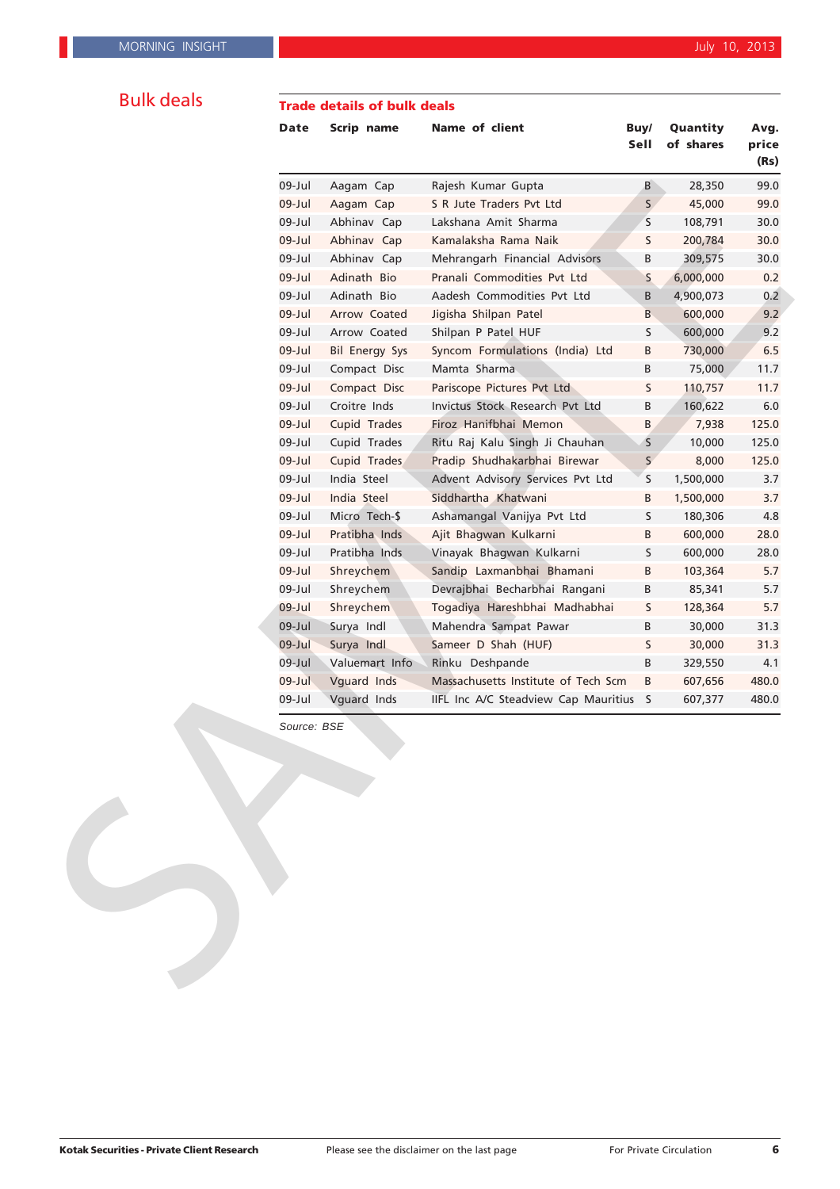## Bulk deals

**Trade details of bulk deals**

| Date | Scrip name | Name of client | Buy/ Sell | Quantity of shares | Avg. price (Rs) |
|---|---|---|---|---|---|
| 09-Jul | Aagam Cap | Rajesh Kumar Gupta | B | 28,350 | 99.0 |
| 09-Jul | Aagam Cap | S R Jute Traders Pvt Ltd | S | 45,000 | 99.0 |
| 09-Jul | Abhinav Cap | Lakshana Amit Sharma | S | 108,791 | 30.0 |
| 09-Jul | Abhinav Cap | Kamalaksha Rama Naik | S | 200,784 | 30.0 |
| 09-Jul | Abhinav Cap | Mehrangarh Financial Advisors | B | 309,575 | 30.0 |
| 09-Jul | Adinath Bio | Pranali Commodities Pvt Ltd | S | 6,000,000 | 0.2 |
| 09-Jul | Adinath Bio | Aadesh Commodities Pvt Ltd | B | 4,900,073 | 0.2 |
| 09-Jul | Arrow Coated | Jigisha Shilpan Patel | B | 600,000 | 9.2 |
| 09-Jul | Arrow Coated | Shilpan P Patel HUF | S | 600,000 | 9.2 |
| 09-Jul | Bil Energy Sys | Syncom Formulations (India) Ltd | B | 730,000 | 6.5 |
| 09-Jul | Compact Disc | Mamta Sharma | B | 75,000 | 11.7 |
| 09-Jul | Compact Disc | Pariscope Pictures Pvt Ltd | S | 110,757 | 11.7 |
| 09-Jul | Croitre Inds | Invictus Stock Research Pvt Ltd | B | 160,622 | 6.0 |
| 09-Jul | Cupid Trades | Firoz Hanifbhai Memon | B | 7,938 | 125.0 |
| 09-Jul | Cupid Trades | Ritu Raj Kalu Singh Ji Chauhan | S | 10,000 | 125.0 |
| 09-Jul | Cupid Trades | Pradip Shudhakarbhai Birewar | S | 8,000 | 125.0 |
| 09-Jul | India Steel | Advent Advisory Services Pvt Ltd | S | 1,500,000 | 3.7 |
| 09-Jul | India Steel | Siddhartha Khatwani | B | 1,500,000 | 3.7 |
| 09-Jul | Micro Tech-$ | Ashamangal Vanijya Pvt Ltd | S | 180,306 | 4.8 |
| 09-Jul | Pratibha Inds | Ajit Bhagwan Kulkarni | B | 600,000 | 28.0 |
| 09-Jul | Pratibha Inds | Vinayak Bhagwan Kulkarni | S | 600,000 | 28.0 |
| 09-Jul | Shreychem | Sandip Laxmanbhai Bhamani | B | 103,364 | 5.7 |
| 09-Jul | Shreychem | Devrajbhai Becharbhai Rangani | B | 85,341 | 5.7 |
| 09-Jul | Shreychem | Togadiya Hareshbhai Madhabhai | S | 128,364 | 5.7 |
| 09-Jul | Surya Indl | Mahendra Sampat Pawar | B | 30,000 | 31.3 |
| 09-Jul | Surya Indl | Sameer D Shah (HUF) | S | 30,000 | 31.3 |
| 09-Jul | Valuemart Info | Rinku Deshpande | B | 329,550 | 4.1 |
| 09-Jul | Vguard Inds | Massachusetts Institute of Tech Scm | B | 607,656 | 480.0 |
| 09-Jul | Vguard Inds | IIFL Inc A/C Steadview Cap Mauritius | S | 607,377 | 480.0 |

*Source: BSE*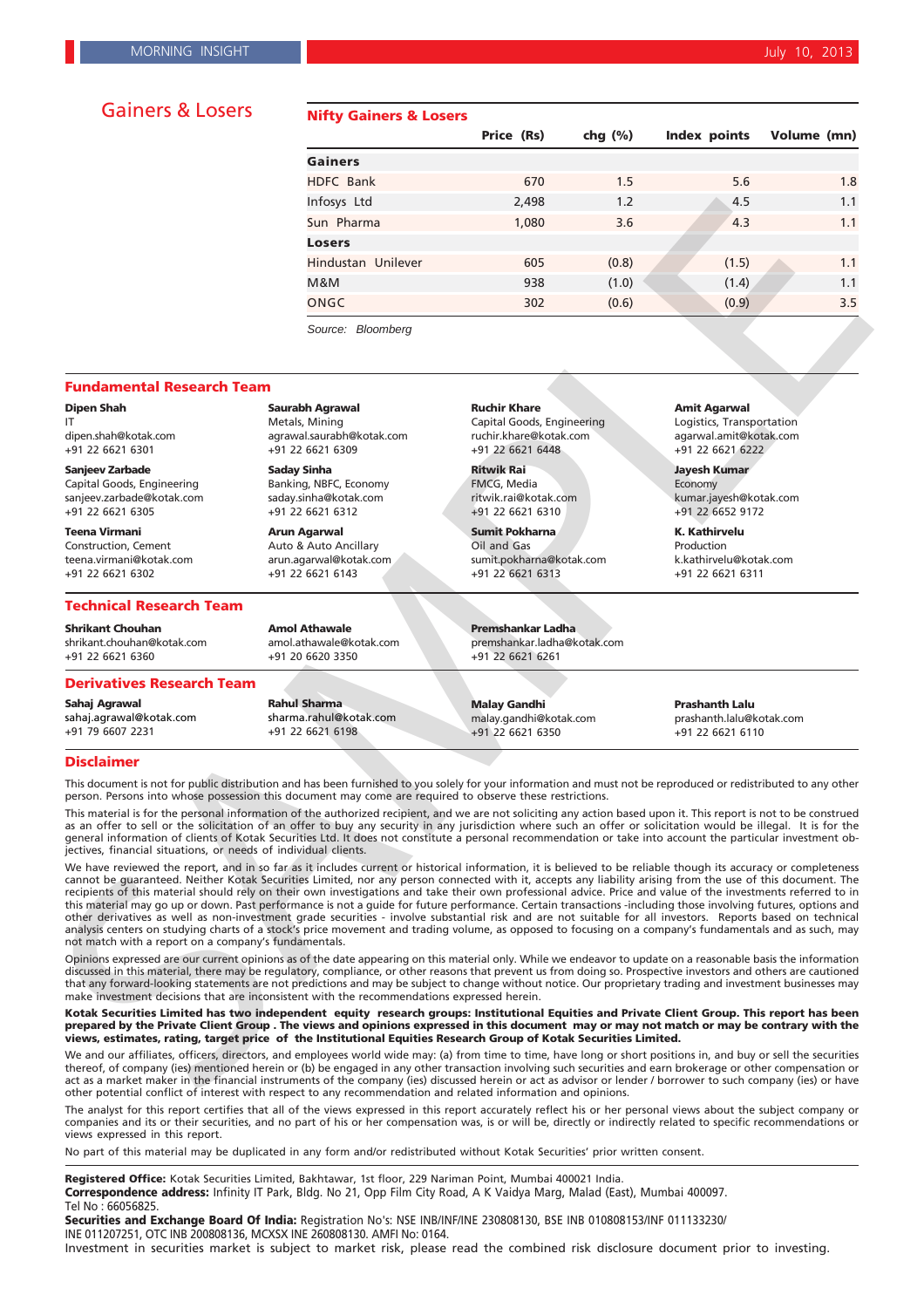## Gainers & Losers

**Nifty Gainers & Losers**

| | Price (Rs) | chg (%) | Index points | Volume (mn) |
|---|---|---|---|---|
| **Gainers** | | | | |
| HDFC Bank | 670 | 1.5 | 5.6 | 1.8 |
| Infosys Ltd | 2,498 | 1.2 | 4.5 | 1.1 |
| Sun Pharma | 1,080 | 3.6 | 4.3 | 1.1 |
| **Losers** | | | | |
| Hindustan Unilever | 605 | (0.8) | (1.5) | 1.1 |
| M&M | 938 | (1.0) | (1.4) | 1.1 |
| ONGC | 302 | (0.6) | (0.9) | 3.5 |

*Source: Bloomberg*

## Fundamental Research Team

**Dipen Shah**
IT
dipen.shah@kotak.com
+91 22 6621 6301

**Saurabh Agrawal**
Metals, Mining
agrawal.saurabh@kotak.com
+91 22 6621 6309

**Ruchir Khare**
Capital Goods, Engineering
ruchir.khare@kotak.com
+91 22 6621 6448

**Amit Agarwal**
Logistics, Transportation
agarwal.amit@kotak.com
+91 22 6621 6222

**Sanjeev Zarbade**
Capital Goods, Engineering
sanjeev.zarbade@kotak.com
+91 22 6621 6305

**Saday Sinha**
Banking, NBFC, Economy
saday.sinha@kotak.com
+91 22 6621 6312

**Ritwik Rai**
FMCG, Media
ritwik.rai@kotak.com
+91 22 6621 6310

**Jayesh Kumar**
Economy
kumar.jayesh@kotak.com
+91 22 6652 9172

**Teena Virmani**
Construction, Cement
teena.virmani@kotak.com
+91 22 6621 6302

**Arun Agarwal**
Auto & Auto Ancillary
arun.agarwal@kotak.com
+91 22 6621 6143

**Sumit Pokharna**
Oil and Gas
sumit.pokharna@kotak.com
+91 22 6621 6313

**K. Kathirvelu**
Production
k.kathirvelu@kotak.com
+91 22 6621 6311

## Technical Research Team

**Shrikant Chouhan**
shrikant.chouhan@kotak.com
+91 22 6621 6360

**Amol Athawale**
amol.athawale@kotak.com
+91 20 6620 3350

**Premshankar Ladha**
premshankar.ladha@kotak.com
+91 22 6621 6261

## Derivatives Research Team

**Sahaj Agrawal**
sahaj.agrawal@kotak.com
+91 79 6607 2231

**Rahul Sharma**
sharma.rahul@kotak.com
+91 22 6621 6198

**Malay Gandhi**
malay.gandhi@kotak.com
+91 22 6621 6350

**Prashanth Lalu**
prashanth.lalu@kotak.com
+91 22 6621 6110

## Disclaimer

This document is not for public distribution and has been furnished to you solely for your information and must not be reproduced or redistributed to any other person. Persons into whose possession this document may come are required to observe these restrictions.

This material is for the personal information of the authorized recipient, and we are not soliciting any action based upon it. This report is not to be construed as an offer to sell or the solicitation of an offer to buy any security in any jurisdiction where such an offer or solicitation would be illegal. It is for the general information of clients of Kotak Securities Ltd. It does not constitute a personal recommendation or take into account the particular investment objectives, financial situations, or needs of individual clients.

We have reviewed the report, and in so far as it includes current or historical information, it is believed to be reliable though its accuracy or completeness cannot be guaranteed. Neither Kotak Securities Limited, nor any person connected with it, accepts any liability arising from the use of this document. The recipients of this material should rely on their own investigations and take their own professional advice. Price and value of the investments referred to in this material may go up or down. Past performance is not a guide for future performance. Certain transactions -including those involving futures, options and other derivatives as well as non-investment grade securities - involve substantial risk and are not suitable for all investors. Reports based on technical analysis centers on studying charts of a stock's price movement and trading volume, as opposed to focusing on a company's fundamentals and as such, may not match with a report on a company's fundamentals.

Opinions expressed are our current opinions as of the date appearing on this material only. While we endeavor to update on a reasonable basis the information discussed in this material, there may be regulatory, compliance, or other reasons that prevent us from doing so. Prospective investors and others are cautioned that any forward-looking statements are not predictions and may be subject to change without notice. Our proprietary trading and investment businesses may make investment decisions that are inconsistent with the recommendations expressed herein.

**Kotak Securities Limited has two independent equity research groups: Institutional Equities and Private Client Group. This report has been prepared by the Private Client Group . The views and opinions expressed in this document may or may not match or may be contrary with the views, estimates, rating, target price of the Institutional Equities Research Group of Kotak Securities Limited.**

We and our affiliates, officers, directors, and employees world wide may: (a) from time to time, have long or short positions in, and buy or sell the securities thereof, of company (ies) mentioned herein or (b) be engaged in any other transaction involving such securities and earn brokerage or other compensation or act as a market maker in the financial instruments of the company (ies) discussed herein or act as advisor or lender / borrower to such company (ies) or have other potential conflict of interest with respect to any recommendation and related information and opinions.

The analyst for this report certifies that all of the views expressed in this report accurately reflect his or her personal views about the subject company or companies and its or their securities, and no part of his or her compensation was, is or will be, directly or indirectly related to specific recommendations or views expressed in this report.

No part of this material may be duplicated in any form and/or redistributed without Kotak Securities' prior written consent.

**Registered Office:** Kotak Securities Limited, Bakhtawar, 1st floor, 229 Nariman Point, Mumbai 400021 India.
**Correspondence address:** Infinity IT Park, Bldg. No 21, Opp Film City Road, A K Vaidya Marg, Malad (East), Mumbai 400097.
Tel No : 66056825.
**Securities and Exchange Board Of India:** Registration No's: NSE INB/INF/INE 230808130, BSE INB 010808153/INF 011133230/ INE 011207251, OTC INB 200808136, MCXSX INE 260808130. AMFI No: 0164.
Investment in securities market is subject to market risk, please read the combined risk disclosure document prior to investing.